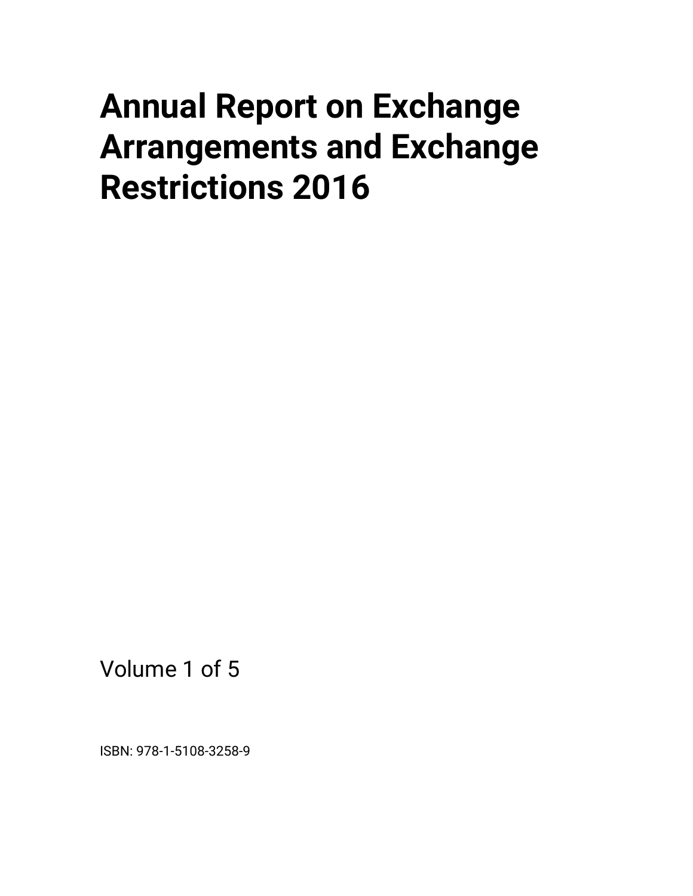# Annual Report on Exchange Arrangements and Exchange Restrictions 2016

Volume 1 of 5

ISBN: 978-1-5108-3258-9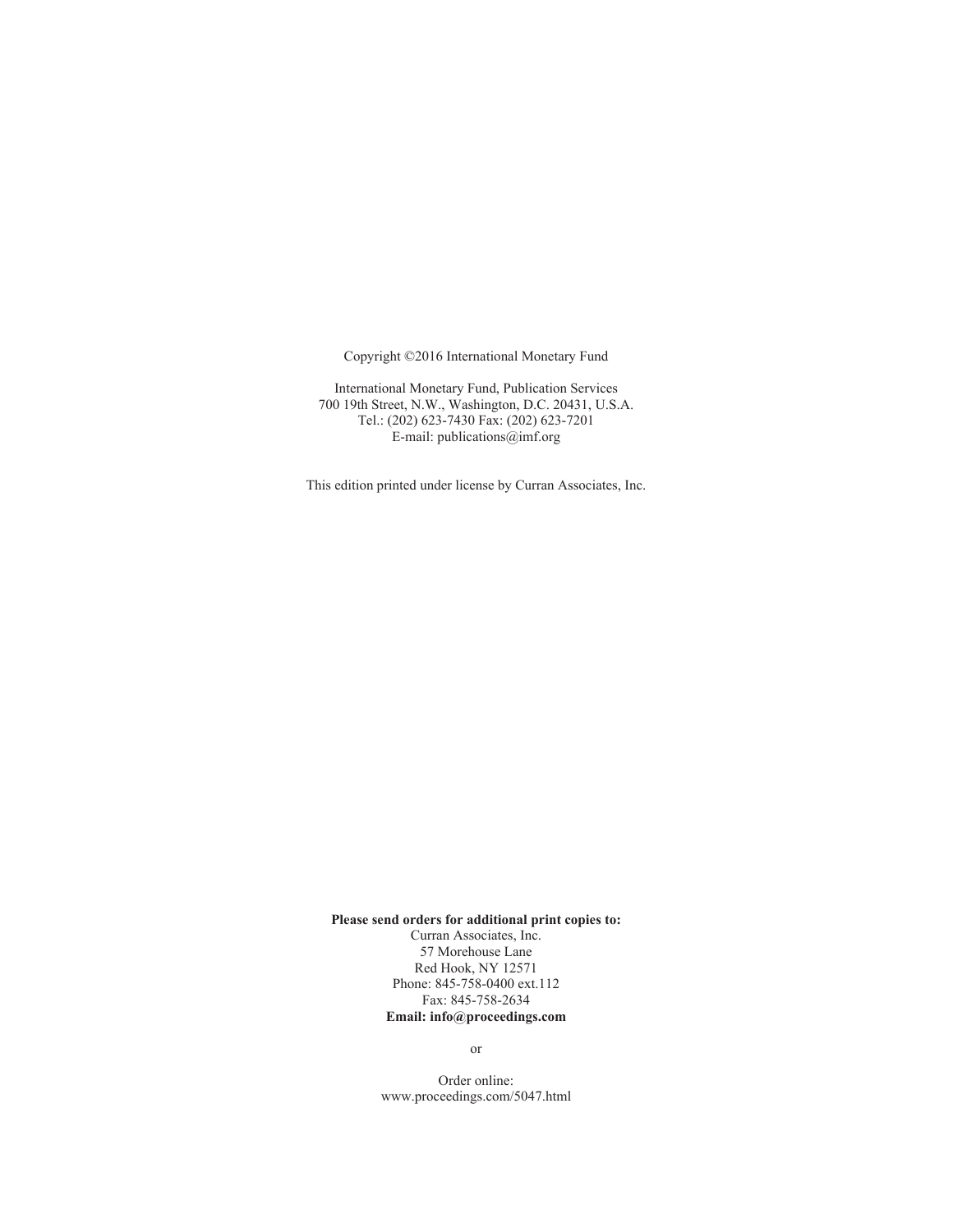Copyright ©2016 International Monetary Fund

International Monetary Fund, Publication Services
700 19th Street, N.W., Washington, D.C. 20431, U.S.A.
Tel.: (202) 623-7430 Fax: (202) 623-7201
E-mail: publications@imf.org

This edition printed under license by Curran Associates, Inc.

**Please send orders for additional print copies to:**
Curran Associates, Inc.
57 Morehouse Lane
Red Hook, NY 12571
Phone: 845-758-0400 ext.112
Fax: 845-758-2634
**Email: info@proceedings.com**

or

Order online:
www.proceedings.com/5047.html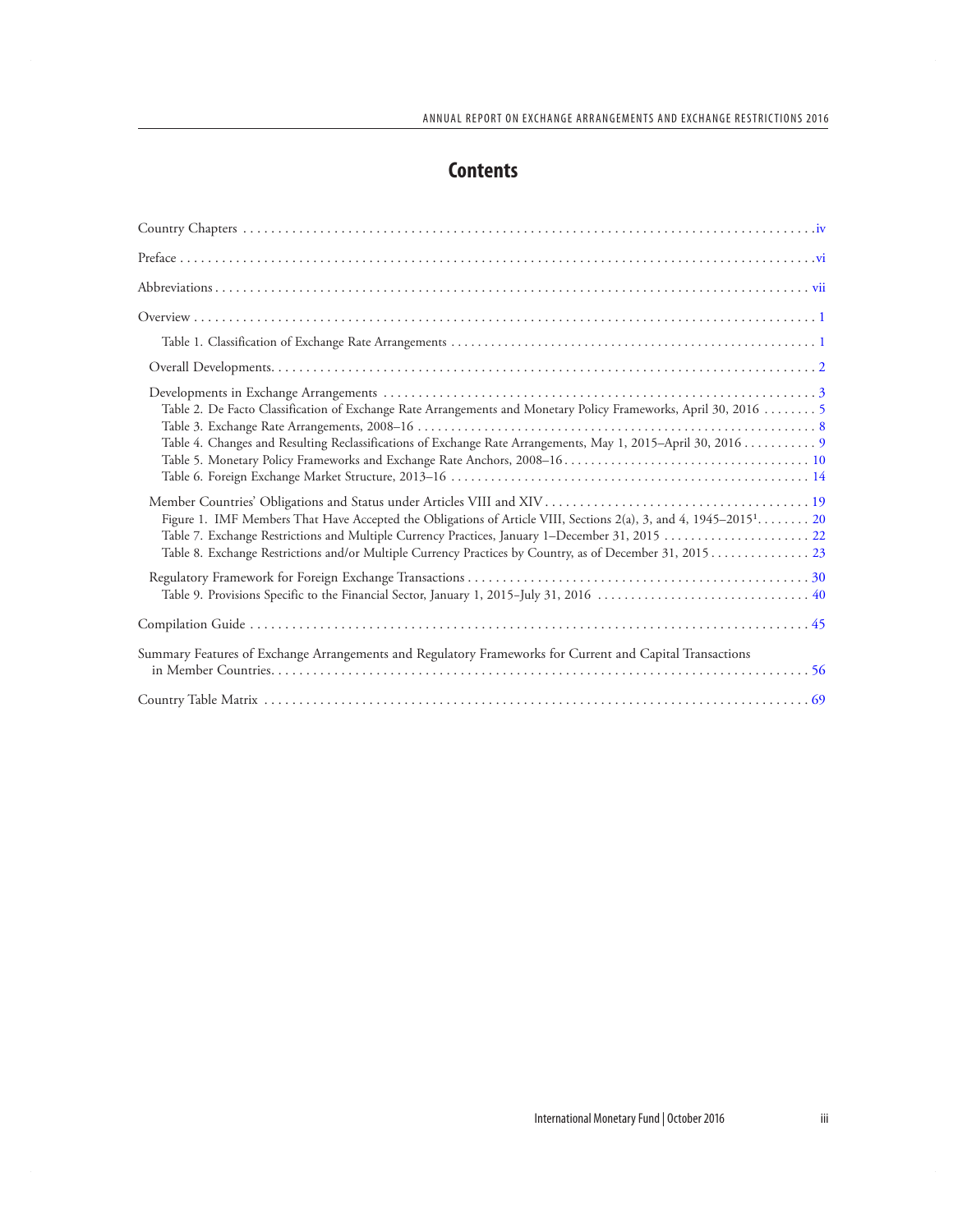# Contents

Country Chapters . . . . . . . . . . . . . . . . . . . . . . . . . . . . . . . . . . . . . . . . . . . . . . . . . . . . . . . . . . . . . . . . . . . . . . . . . . . . . . iv

Preface . . . . . . . . . . . . . . . . . . . . . . . . . . . . . . . . . . . . . . . . . . . . . . . . . . . . . . . . . . . . . . . . . . . . . . . . . . . . . . . . . . . . . . vi

Abbreviations . . . . . . . . . . . . . . . . . . . . . . . . . . . . . . . . . . . . . . . . . . . . . . . . . . . . . . . . . . . . . . . . . . . . . . . . . . . . . . vii

Overview . . . . . . . . . . . . . . . . . . . . . . . . . . . . . . . . . . . . . . . . . . . . . . . . . . . . . . . . . . . . . . . . . . . . . . . . . . . . . . . . . . . . 1

- Table 1. Classification of Exchange Rate Arrangements . . . . . . . . . . . . . . . . . . . . . . . . . . . . . . . . . . . . . . . . . . . . 1

Overall Developments. . . . . . . . . . . . . . . . . . . . . . . . . . . . . . . . . . . . . . . . . . . . . . . . . . . . . . . . . . . . . . . . . . . . . . . . . 2

Developments in Exchange Arrangements . . . . . . . . . . . . . . . . . . . . . . . . . . . . . . . . . . . . . . . . . . . . . . . . . . . . . . . 3

- Table 2. De Facto Classification of Exchange Rate Arrangements and Monetary Policy Frameworks, April 30, 2016 . . . . . . . . 5
- Table 3. Exchange Rate Arrangements, 2008–16 . . . . . . . . . . . . . . . . . . . . . . . . . . . . . . . . . . . . . . . . . . . . . . . . . . 8
- Table 4. Changes and Resulting Reclassifications of Exchange Rate Arrangements, May 1, 2015–April 30, 2016 . . . . . . . . . . . 9
- Table 5. Monetary Policy Frameworks and Exchange Rate Anchors, 2008–16 . . . . . . . . . . . . . . . . . . . . . . . . . . . . . . 10
- Table 6. Foreign Exchange Market Structure, 2013–16 . . . . . . . . . . . . . . . . . . . . . . . . . . . . . . . . . . . . . . . . . . . . 14

Member Countries' Obligations and Status under Articles VIII and XIV . . . . . . . . . . . . . . . . . . . . . . . . . . . . . . . . . . 19

- Figure 1. IMF Members That Have Accepted the Obligations of Article VIII, Sections 2(a), 3, and 4, 1945–2015[1] . . . . . . . . 20
- Table 7. Exchange Restrictions and Multiple Currency Practices, January 1–December 31, 2015 . . . . . . . . . . . . . . . . . . . . . . 22
- Table 8. Exchange Restrictions and/or Multiple Currency Practices by Country, as of December 31, 2015 . . . . . . . . . . . . . . . 23

Regulatory Framework for Foreign Exchange Transactions . . . . . . . . . . . . . . . . . . . . . . . . . . . . . . . . . . . . . . . . . . 30

- Table 9. Provisions Specific to the Financial Sector, January 1, 2015–July 31, 2016 . . . . . . . . . . . . . . . . . . . . . . . . . . . . . . . 40

Compilation Guide . . . . . . . . . . . . . . . . . . . . . . . . . . . . . . . . . . . . . . . . . . . . . . . . . . . . . . . . . . . . . . . . . . . . . . . . . . . . . 45

Summary Features of Exchange Arrangements and Regulatory Frameworks for Current and Capital Transactions in Member Countries. . . . . . . . . . . . . . . . . . . . . . . . . . . . . . . . . . . . . . . . . . . . . . . . . . . . . . . . . . . . . . . . . . . . . . . . 56

Country Table Matrix . . . . . . . . . . . . . . . . . . . . . . . . . . . . . . . . . . . . . . . . . . . . . . . . . . . . . . . . . . . . . . . . . . . . . . . . . . 69